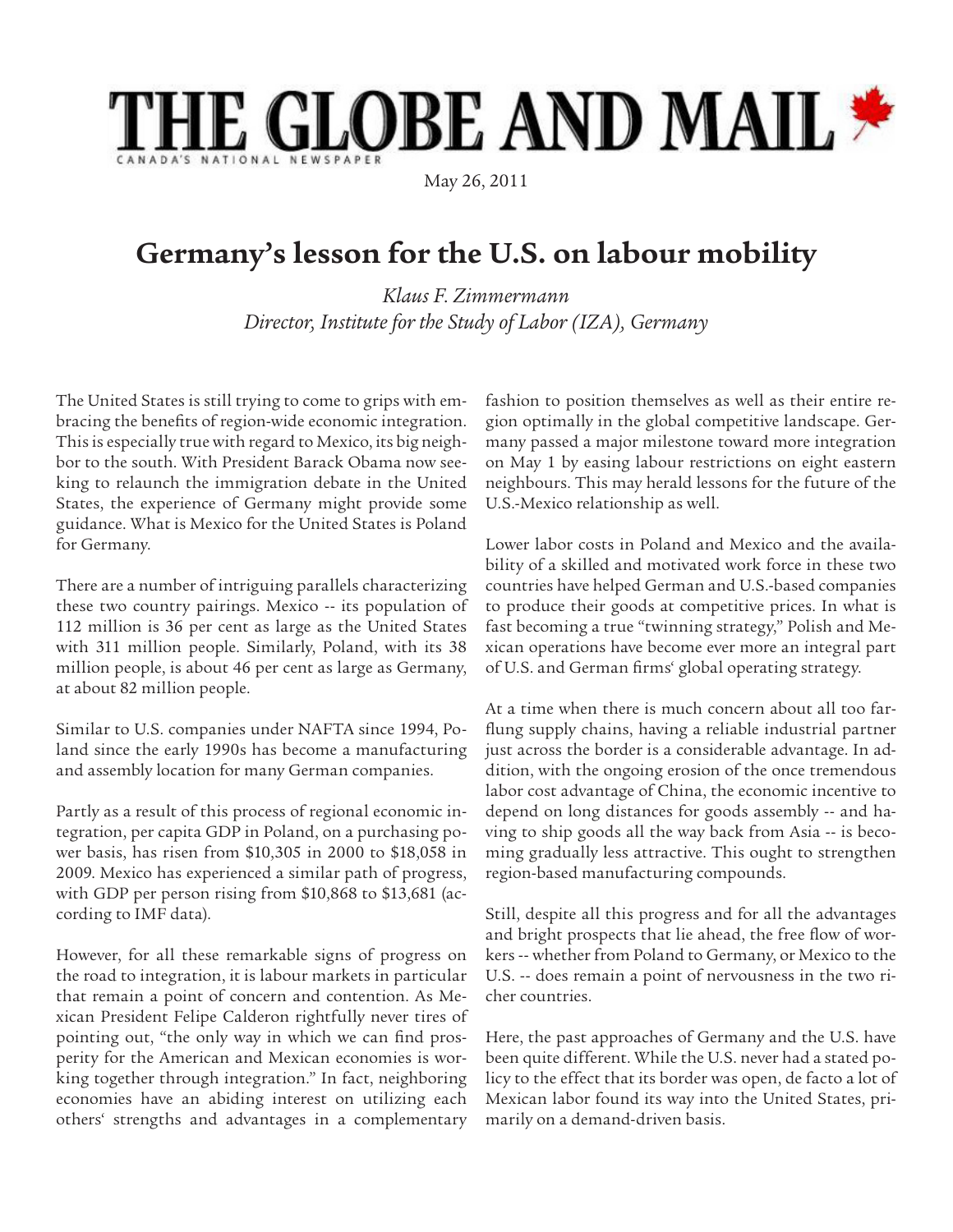THE GLOBE AND MAIL

CANADA'S NATIONAL NEWSPAPER

May 26, 2011

# Germany's lesson for the U.S. on labour mobility

*Klaus F. Zimmermann*
*Director, Institute for the Study of Labor (IZA), Germany*

The United States is still trying to come to grips with embracing the benefits of region-wide economic integration. This is especially true with regard to Mexico, its big neighbor to the south. With President Barack Obama now seeking to relaunch the immigration debate in the United States, the experience of Germany might provide some guidance. What is Mexico for the United States is Poland for Germany.

There are a number of intriguing parallels characterizing these two country pairings. Mexico -- its population of 112 million is 36 per cent as large as the United States with 311 million people. Similarly, Poland, with its 38 million people, is about 46 per cent as large as Germany, at about 82 million people.

Similar to U.S. companies under NAFTA since 1994, Poland since the early 1990s has become a manufacturing and assembly location for many German companies.

Partly as a result of this process of regional economic integration, per capita GDP in Poland, on a purchasing power basis, has risen from $10,305 in 2000 to $18,058 in 2009. Mexico has experienced a similar path of progress, with GDP per person rising from $10,868 to $13,681 (according to IMF data).

However, for all these remarkable signs of progress on the road to integration, it is labour markets in particular that remain a point of concern and contention. As Mexican President Felipe Calderon rightfully never tires of pointing out, "the only way in which we can find prosperity for the American and Mexican economies is working together through integration." In fact, neighboring economies have an abiding interest on utilizing each others' strengths and advantages in a complementary fashion to position themselves as well as their entire region optimally in the global competitive landscape. Germany passed a major milestone toward more integration on May 1 by easing labour restrictions on eight eastern neighbours. This may herald lessons for the future of the U.S.-Mexico relationship as well.

Lower labor costs in Poland and Mexico and the availability of a skilled and motivated work force in these two countries have helped German and U.S.-based companies to produce their goods at competitive prices. In what is fast becoming a true "twinning strategy," Polish and Mexican operations have become ever more an integral part of U.S. and German firms' global operating strategy.

At a time when there is much concern about all too far-flung supply chains, having a reliable industrial partner just across the border is a considerable advantage. In addition, with the ongoing erosion of the once tremendous labor cost advantage of China, the economic incentive to depend on long distances for goods assembly -- and having to ship goods all the way back from Asia -- is becoming gradually less attractive. This ought to strengthen region-based manufacturing compounds.

Still, despite all this progress and for all the advantages and bright prospects that lie ahead, the free flow of workers -- whether from Poland to Germany, or Mexico to the U.S. -- does remain a point of nervousness in the two richer countries.

Here, the past approaches of Germany and the U.S. have been quite different. While the U.S. never had a stated policy to the effect that its border was open, de facto a lot of Mexican labor found its way into the United States, primarily on a demand-driven basis.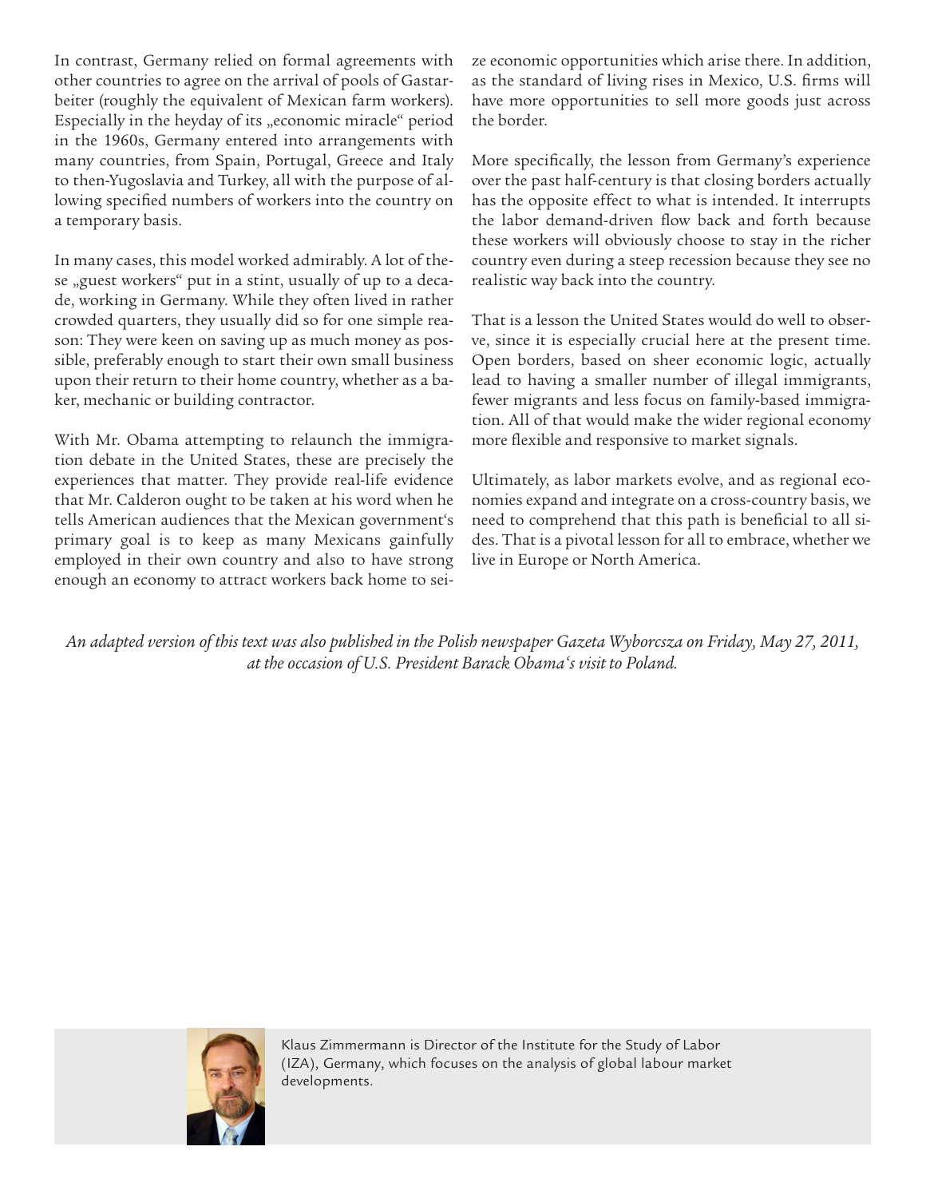In contrast, Germany relied on formal agreements with other countries to agree on the arrival of pools of Gastarbeiter (roughly the equivalent of Mexican farm workers). Especially in the heyday of its „economic miracle" period in the 1960s, Germany entered into arrangements with many countries, from Spain, Portugal, Greece and Italy to then-Yugoslavia and Turkey, all with the purpose of allowing specified numbers of workers into the country on a temporary basis.

In many cases, this model worked admirably. A lot of these „guest workers" put in a stint, usually of up to a decade, working in Germany. While they often lived in rather crowded quarters, they usually did so for one simple reason: They were keen on saving up as much money as possible, preferably enough to start their own small business upon their return to their home country, whether as a baker, mechanic or building contractor.

With Mr. Obama attempting to relaunch the immigration debate in the United States, these are precisely the experiences that matter. They provide real-life evidence that Mr. Calderon ought to be taken at his word when he tells American audiences that the Mexican government's primary goal is to keep as many Mexicans gainfully employed in their own country and also to have strong enough an economy to attract workers back home to seize economic opportunities which arise there. In addition, as the standard of living rises in Mexico, U.S. firms will have more opportunities to sell more goods just across the border.

More specifically, the lesson from Germany's experience over the past half-century is that closing borders actually has the opposite effect to what is intended. It interrupts the labor demand-driven flow back and forth because these workers will obviously choose to stay in the richer country even during a steep recession because they see no realistic way back into the country.

That is a lesson the United States would do well to observe, since it is especially crucial here at the present time. Open borders, based on sheer economic logic, actually lead to having a smaller number of illegal immigrants, fewer migrants and less focus on family-based immigration. All of that would make the wider regional economy more flexible and responsive to market signals.

Ultimately, as labor markets evolve, and as regional economies expand and integrate on a cross-country basis, we need to comprehend that this path is beneficial to all sides. That is a pivotal lesson for all to embrace, whether we live in Europe or North America.

*An adapted version of this text was also published in the Polish newspaper Gazeta Wyborcsza on Friday, May 27, 2011, at the occasion of U.S. President Barack Obama's visit to Poland.*

Klaus Zimmermann is Director of the Institute for the Study of Labor (IZA), Germany, which focuses on the analysis of global labour market developments.